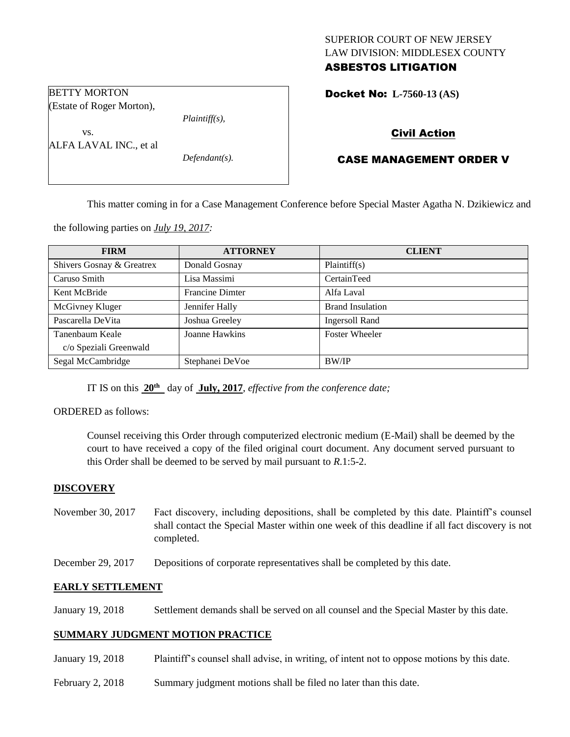SUPERIOR COURT OF NEW JERSEY
LAW DIVISION: MIDDLESEX COUNTY
**ASBESTOS LITIGATION**

BETTY MORTON
(Estate of Roger Morton),
*Plaintiff(s),*
vs.
ALFA LAVAL INC., et al
*Defendant(s).*

**Docket No: L-7560-13 (AS)**

**Civil Action**

**CASE MANAGEMENT ORDER V**

This matter coming in for a Case Management Conference before Special Master Agatha N. Dzikiewicz and the following parties on ***July 19, 2017:***

| FIRM | ATTORNEY | CLIENT |
|---|---|---|
| Shivers Gosnay & Greatrex | Donald Gosnay | Plaintiff(s) |
| Caruso Smith | Lisa Massimi | CertainTeed |
| Kent McBride | Francine Dimter | Alfa Laval |
| McGivney Kluger | Jennifer Hally | Brand Insulation |
| Pascarella DeVita | Joshua Greeley | Ingersoll Rand |
| Tanenbaum Keale c/o Speziali Greenwald | Joanne Hawkins | Foster Wheeler |
| Segal McCambridge | Stephanei DeVoe | BW/IP |

IT IS on this **20th** day of **July, 2017**, *effective from the conference date;*

ORDERED as follows:

Counsel receiving this Order through computerized electronic medium (E-Mail) shall be deemed by the court to have received a copy of the filed original court document. Any document served pursuant to this Order shall be deemed to be served by mail pursuant to *R*.1:5-2.

## DISCOVERY

November 30, 2017 Fact discovery, including depositions, shall be completed by this date. Plaintiff's counsel shall contact the Special Master within one week of this deadline if all fact discovery is not completed.

December 29, 2017 Depositions of corporate representatives shall be completed by this date.

## EARLY SETTLEMENT

January 19, 2018 Settlement demands shall be served on all counsel and the Special Master by this date.

## SUMMARY JUDGMENT MOTION PRACTICE

January 19, 2018 Plaintiff's counsel shall advise, in writing, of intent not to oppose motions by this date.

February 2, 2018 Summary judgment motions shall be filed no later than this date.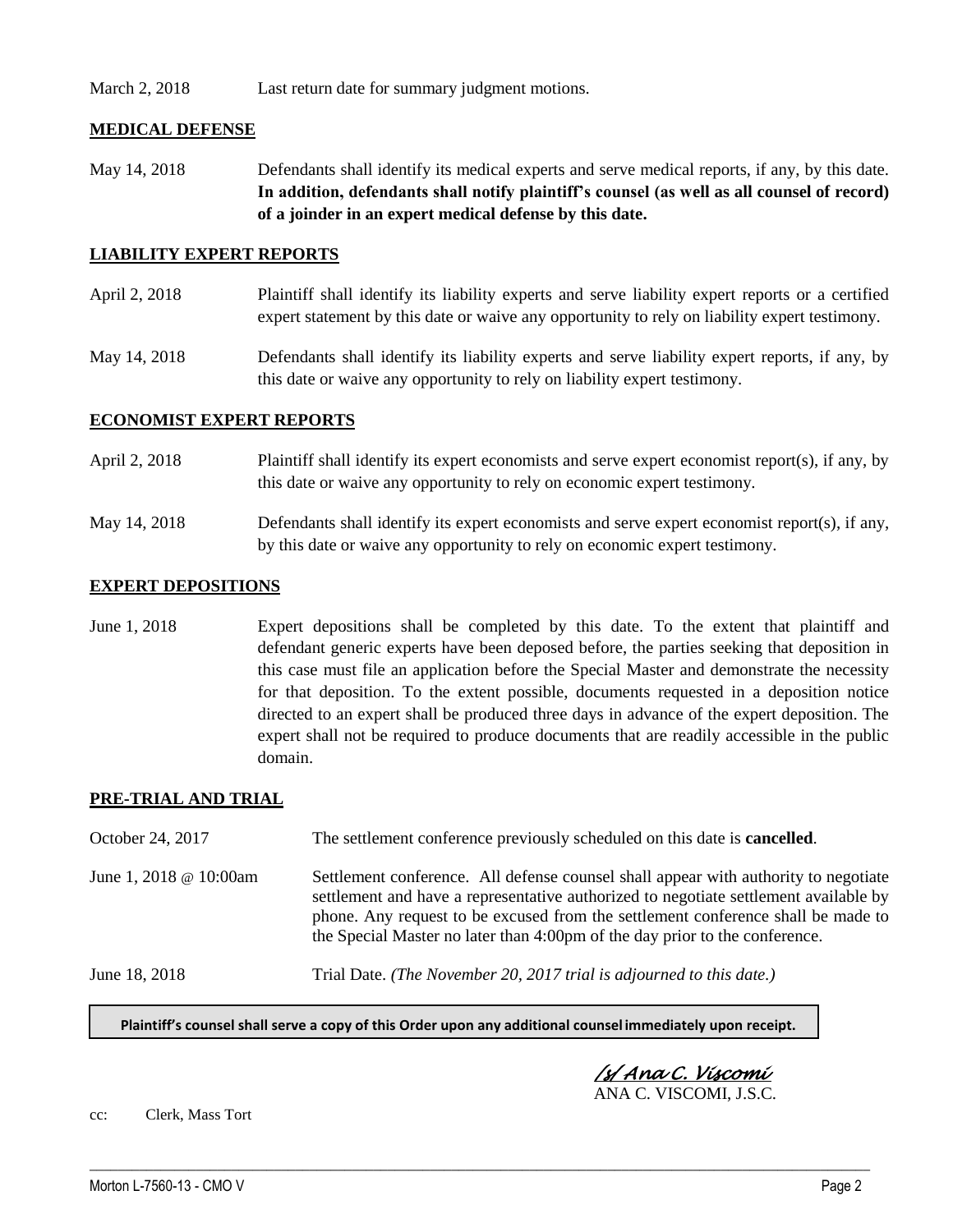| | |
|---|---|
| March 2, 2018 | Last return date for summary judgment motions. |

**MEDICAL DEFENSE**

| | |
|---|---|
| May 14, 2018 | Defendants shall identify its medical experts and serve medical reports, if any, by this date. **In addition, defendants shall notify plaintiff's counsel (as well as all counsel of record) of a joinder in an expert medical defense by this date.** |

**LIABILITY EXPERT REPORTS**

| | |
|---|---|
| April 2, 2018 | Plaintiff shall identify its liability experts and serve liability expert reports or a certified expert statement by this date or waive any opportunity to rely on liability expert testimony. |
| May 14, 2018 | Defendants shall identify its liability experts and serve liability expert reports, if any, by this date or waive any opportunity to rely on liability expert testimony. |

**ECONOMIST EXPERT REPORTS**

| | |
|---|---|
| April 2, 2018 | Plaintiff shall identify its expert economists and serve expert economist report(s), if any, by this date or waive any opportunity to rely on economic expert testimony. |
| May 14, 2018 | Defendants shall identify its expert economists and serve expert economist report(s), if any, by this date or waive any opportunity to rely on economic expert testimony. |

**EXPERT DEPOSITIONS**

| | |
|---|---|
| June 1, 2018 | Expert depositions shall be completed by this date. To the extent that plaintiff and defendant generic experts have been deposed before, the parties seeking that deposition in this case must file an application before the Special Master and demonstrate the necessity for that deposition. To the extent possible, documents requested in a deposition notice directed to an expert shall be produced three days in advance of the expert deposition. The expert shall not be required to produce documents that are readily accessible in the public domain. |

**PRE-TRIAL AND TRIAL**

| | |
|---|---|
| October 24, 2017 | The settlement conference previously scheduled on this date is **cancelled**. |
| June 1, 2018 @ 10:00am | Settlement conference. All defense counsel shall appear with authority to negotiate settlement and have a representative authorized to negotiate settlement available by phone. Any request to be excused from the settlement conference shall be made to the Special Master no later than 4:00pm of the day prior to the conference. |
| June 18, 2018 | Trial Date. *(The November 20, 2017 trial is adjourned to this date.)* |

**Plaintiff's counsel shall serve a copy of this Order upon any additional counsel immediately upon receipt.**

*/s/ Ana C. Viscomi*
ANA C. VISCOMI, J.S.C.

cc: Clerk, Mass Tort